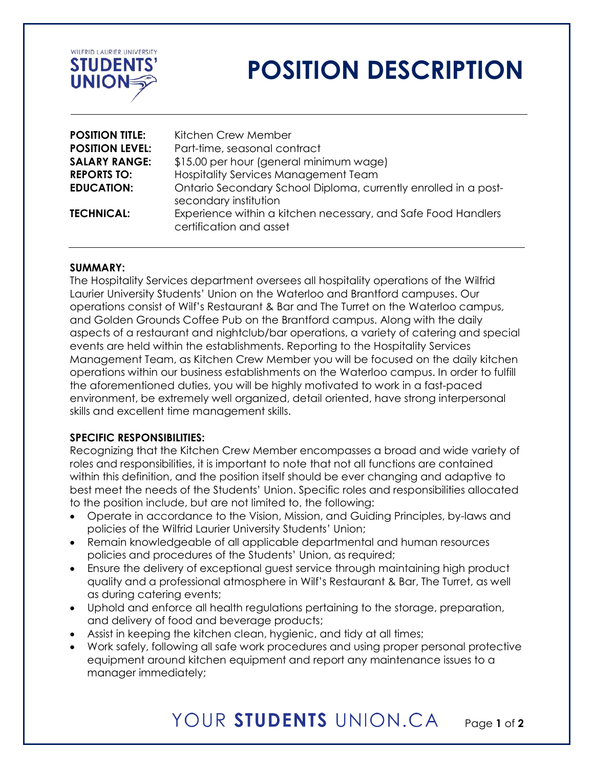# POSITION DESCRIPTION

| | |
|---|---|
| **POSITION TITLE:** | Kitchen Crew Member |
| **POSITION LEVEL:** | Part-time, seasonal contract |
| **SALARY RANGE:** | $15.00 per hour (general minimum wage) |
| **REPORTS TO:** | Hospitality Services Management Team |
| **EDUCATION:** | Ontario Secondary School Diploma, currently enrolled in a post-secondary institution |
| **TECHNICAL:** | Experience within a kitchen necessary, and Safe Food Handlers certification and asset |

**SUMMARY:**

The Hospitality Services department oversees all hospitality operations of the Wilfrid Laurier University Students' Union on the Waterloo and Brantford campuses. Our operations consist of Wilf's Restaurant & Bar and The Turret on the Waterloo campus, and Golden Grounds Coffee Pub on the Brantford campus. Along with the daily aspects of a restaurant and nightclub/bar operations, a variety of catering and special events are held within the establishments. Reporting to the Hospitality Services Management Team, as Kitchen Crew Member you will be focused on the daily kitchen operations within our business establishments on the Waterloo campus. In order to fulfill the aforementioned duties, you will be highly motivated to work in a fast-paced environment, be extremely well organized, detail oriented, have strong interpersonal skills and excellent time management skills.

**SPECIFIC RESPONSIBILITIES:**

Recognizing that the Kitchen Crew Member encompasses a broad and wide variety of roles and responsibilities, it is important to note that not all functions are contained within this definition, and the position itself should be ever changing and adaptive to best meet the needs of the Students' Union. Specific roles and responsibilities allocated to the position include, but are not limited to, the following:

- Operate in accordance to the Vision, Mission, and Guiding Principles, by-laws and policies of the Wilfrid Laurier University Students' Union;
- Remain knowledgeable of all applicable departmental and human resources policies and procedures of the Students' Union, as required;
- Ensure the delivery of exceptional guest service through maintaining high product quality and a professional atmosphere in Wilf's Restaurant & Bar, The Turret, as well as during catering events;
- Uphold and enforce all health regulations pertaining to the storage, preparation, and delivery of food and beverage products;
- Assist in keeping the kitchen clean, hygienic, and tidy at all times;
- Work safely, following all safe work procedures and using proper personal protective equipment around kitchen equipment and report any maintenance issues to a manager immediately;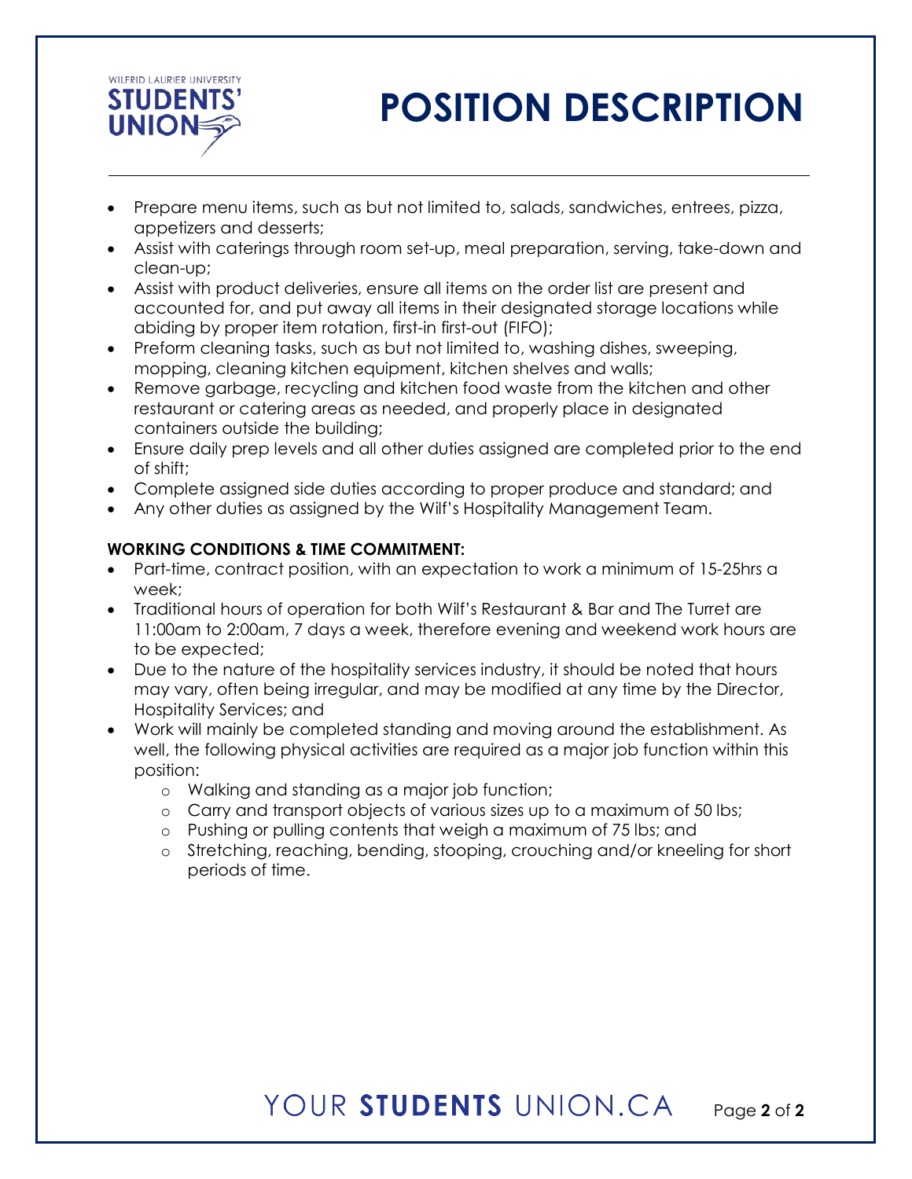- Prepare menu items, such as but not limited to, salads, sandwiches, entrees, pizza, appetizers and desserts;
- Assist with caterings through room set-up, meal preparation, serving, take-down and clean-up;
- Assist with product deliveries, ensure all items on the order list are present and accounted for, and put away all items in their designated storage locations while abiding by proper item rotation, first-in first-out (FIFO);
- Preform cleaning tasks, such as but not limited to, washing dishes, sweeping, mopping, cleaning kitchen equipment, kitchen shelves and walls;
- Remove garbage, recycling and kitchen food waste from the kitchen and other restaurant or catering areas as needed, and properly place in designated containers outside the building;
- Ensure daily prep levels and all other duties assigned are completed prior to the end of shift;
- Complete assigned side duties according to proper produce and standard; and
- Any other duties as assigned by the Wilf's Hospitality Management Team.

**WORKING CONDITIONS & TIME COMMITMENT:**

- Part-time, contract position, with an expectation to work a minimum of 15-25hrs a week;
- Traditional hours of operation for both Wilf's Restaurant & Bar and The Turret are 11:00am to 2:00am, 7 days a week, therefore evening and weekend work hours are to be expected;
- Due to the nature of the hospitality services industry, it should be noted that hours may vary, often being irregular, and may be modified at any time by the Director, Hospitality Services; and
- Work will mainly be completed standing and moving around the establishment. As well, the following physical activities are required as a major job function within this position:
    - Walking and standing as a major job function;
    - Carry and transport objects of various sizes up to a maximum of 50 lbs;
    - Pushing or pulling contents that weigh a maximum of 75 lbs; and
    - Stretching, reaching, bending, stooping, crouching and/or kneeling for short periods of time.